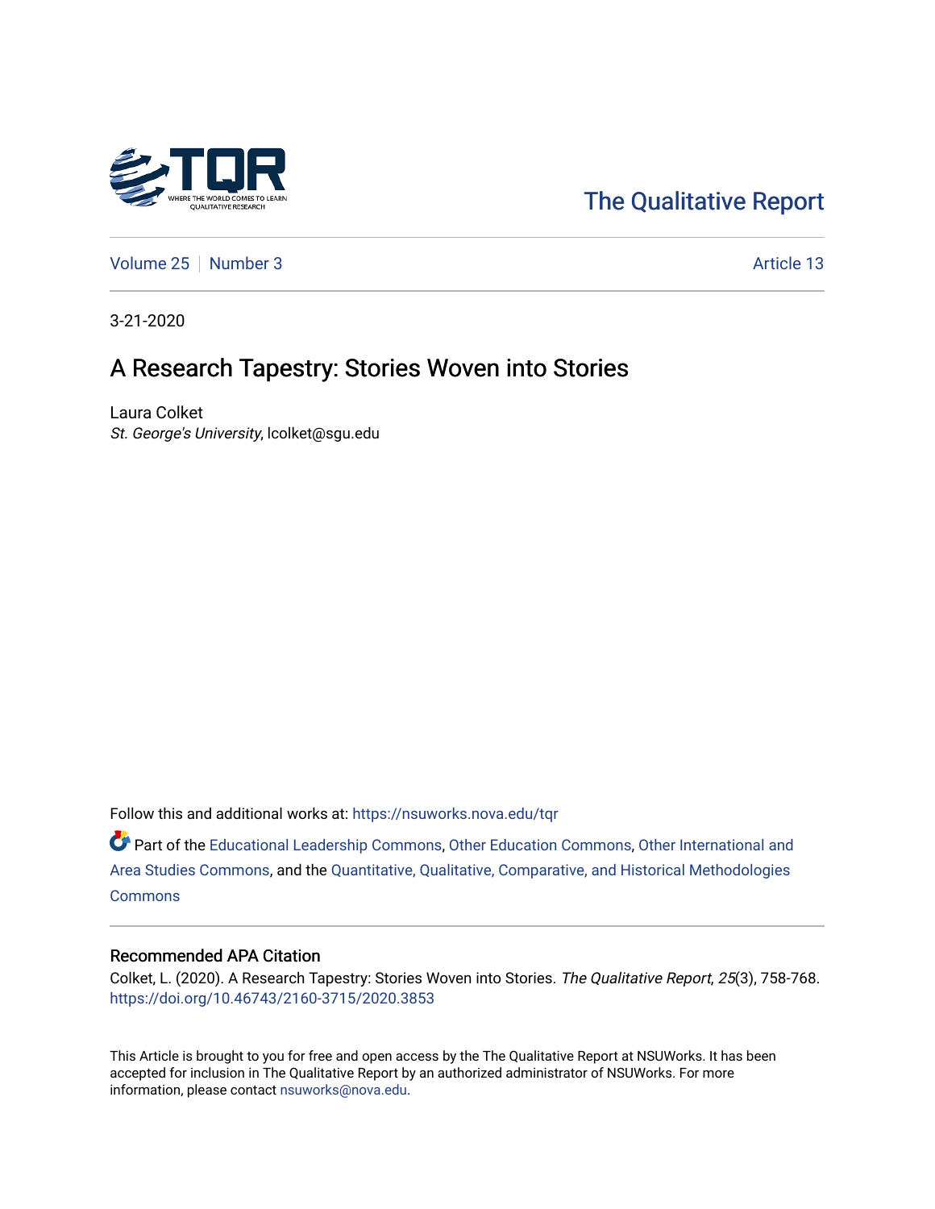The Qualitative Report

Volume 25 | Number 3 Article 13

3-21-2020

# A Research Tapestry: Stories Woven into Stories

Laura Colket
*St. George's University*, lcolket@sgu.edu

Follow this and additional works at: https://nsuworks.nova.edu/tqr

Part of the Educational Leadership Commons, Other Education Commons, Other International and Area Studies Commons, and the Quantitative, Qualitative, Comparative, and Historical Methodologies Commons

## Recommended APA Citation

Colket, L. (2020). A Research Tapestry: Stories Woven into Stories. *The Qualitative Report*, *25*(3), 758-768. https://doi.org/10.46743/2160-3715/2020.3853

This Article is brought to you for free and open access by the The Qualitative Report at NSUWorks. It has been accepted for inclusion in The Qualitative Report by an authorized administrator of NSUWorks. For more information, please contact nsuworks@nova.edu.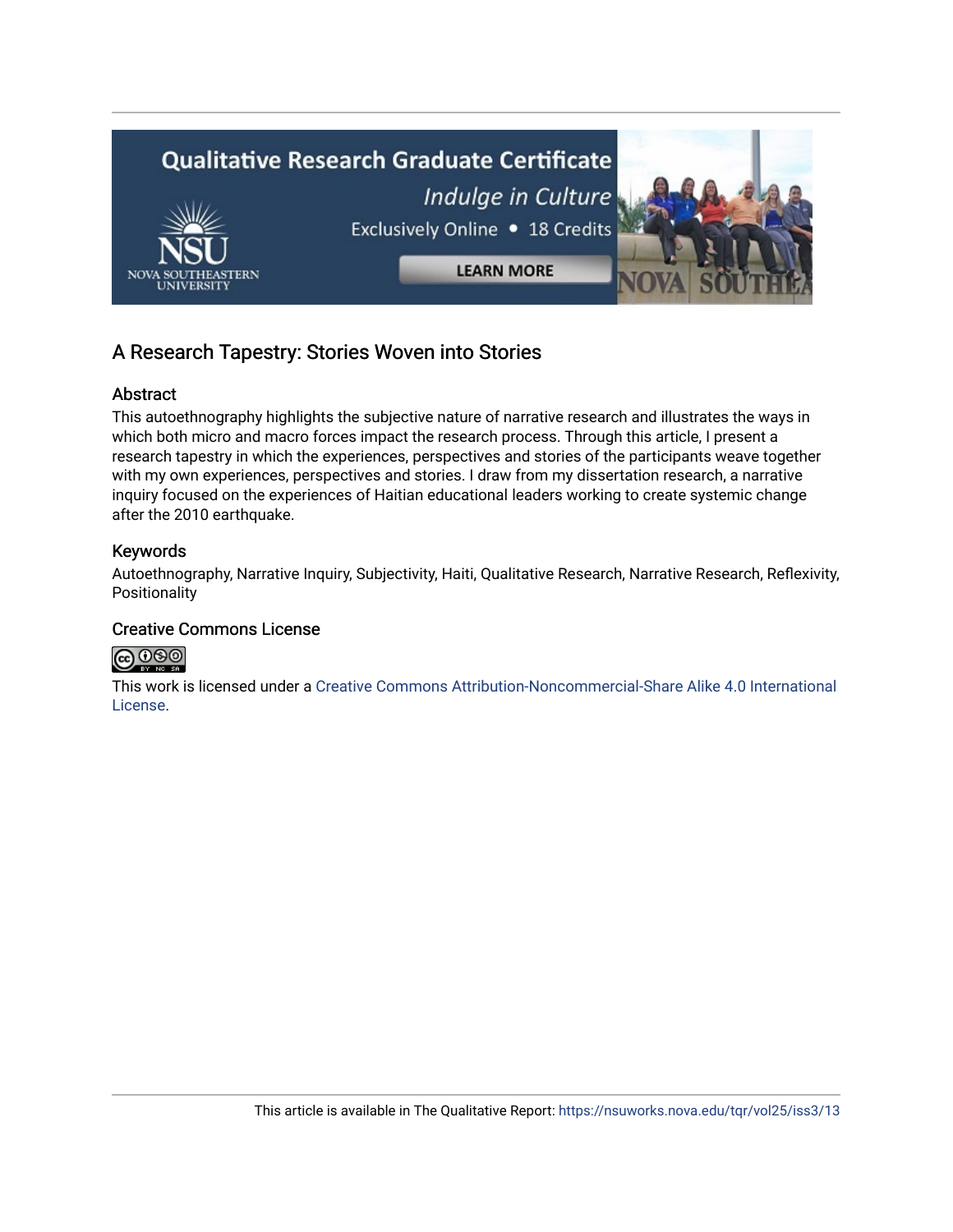## A Research Tapestry: Stories Woven into Stories

### Abstract

This autoethnography highlights the subjective nature of narrative research and illustrates the ways in which both micro and macro forces impact the research process. Through this article, I present a research tapestry in which the experiences, perspectives and stories of the participants weave together with my own experiences, perspectives and stories. I draw from my dissertation research, a narrative inquiry focused on the experiences of Haitian educational leaders working to create systemic change after the 2010 earthquake.

### Keywords

Autoethnography, Narrative Inquiry, Subjectivity, Haiti, Qualitative Research, Narrative Research, Reflexivity, Positionality

### Creative Commons License

This work is licensed under a Creative Commons Attribution-Noncommercial-Share Alike 4.0 International License.

This article is available in The Qualitative Report: https://nsuworks.nova.edu/tqr/vol25/iss3/13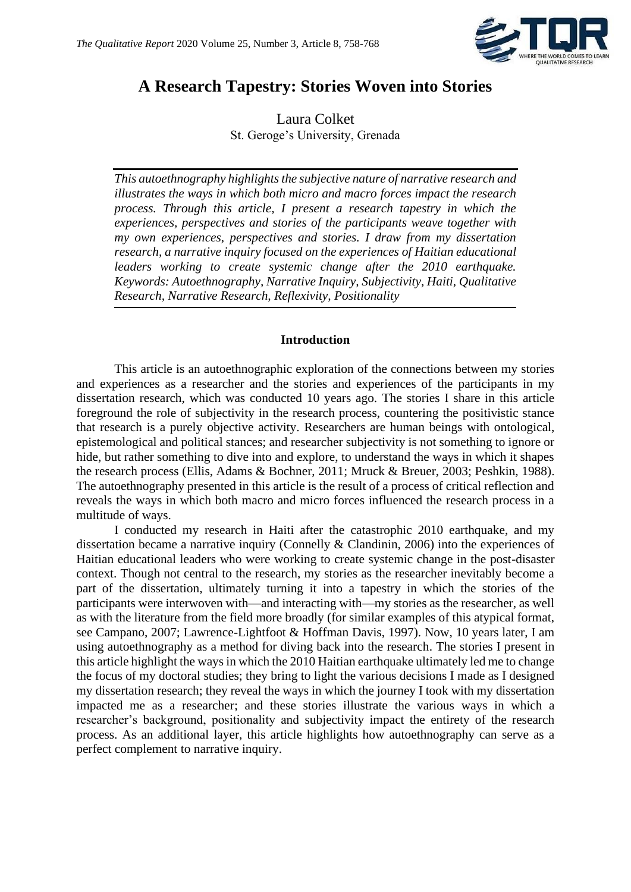# A Research Tapestry: Stories Woven into Stories

Laura Colket
St. Geroge's University, Grenada

*This autoethnography highlights the subjective nature of narrative research and illustrates the ways in which both micro and macro forces impact the research process. Through this article, I present a research tapestry in which the experiences, perspectives and stories of the participants weave together with my own experiences, perspectives and stories. I draw from my dissertation research, a narrative inquiry focused on the experiences of Haitian educational leaders working to create systemic change after the 2010 earthquake. Keywords: Autoethnography, Narrative Inquiry, Subjectivity, Haiti, Qualitative Research, Narrative Research, Reflexivity, Positionality*

## Introduction

This article is an autoethnographic exploration of the connections between my stories and experiences as a researcher and the stories and experiences of the participants in my dissertation research, which was conducted 10 years ago. The stories I share in this article foreground the role of subjectivity in the research process, countering the positivistic stance that research is a purely objective activity. Researchers are human beings with ontological, epistemological and political stances; and researcher subjectivity is not something to ignore or hide, but rather something to dive into and explore, to understand the ways in which it shapes the research process (Ellis, Adams & Bochner, 2011; Mruck & Breuer, 2003; Peshkin, 1988). The autoethnography presented in this article is the result of a process of critical reflection and reveals the ways in which both macro and micro forces influenced the research process in a multitude of ways.

I conducted my research in Haiti after the catastrophic 2010 earthquake, and my dissertation became a narrative inquiry (Connelly & Clandinin, 2006) into the experiences of Haitian educational leaders who were working to create systemic change in the post-disaster context. Though not central to the research, my stories as the researcher inevitably become a part of the dissertation, ultimately turning it into a tapestry in which the stories of the participants were interwoven with—and interacting with—my stories as the researcher, as well as with the literature from the field more broadly (for similar examples of this atypical format, see Campano, 2007; Lawrence-Lightfoot & Hoffman Davis, 1997). Now, 10 years later, I am using autoethnography as a method for diving back into the research. The stories I present in this article highlight the ways in which the 2010 Haitian earthquake ultimately led me to change the focus of my doctoral studies; they bring to light the various decisions I made as I designed my dissertation research; they reveal the ways in which the journey I took with my dissertation impacted me as a researcher; and these stories illustrate the various ways in which a researcher's background, positionality and subjectivity impact the entirety of the research process. As an additional layer, this article highlights how autoethnography can serve as a perfect complement to narrative inquiry.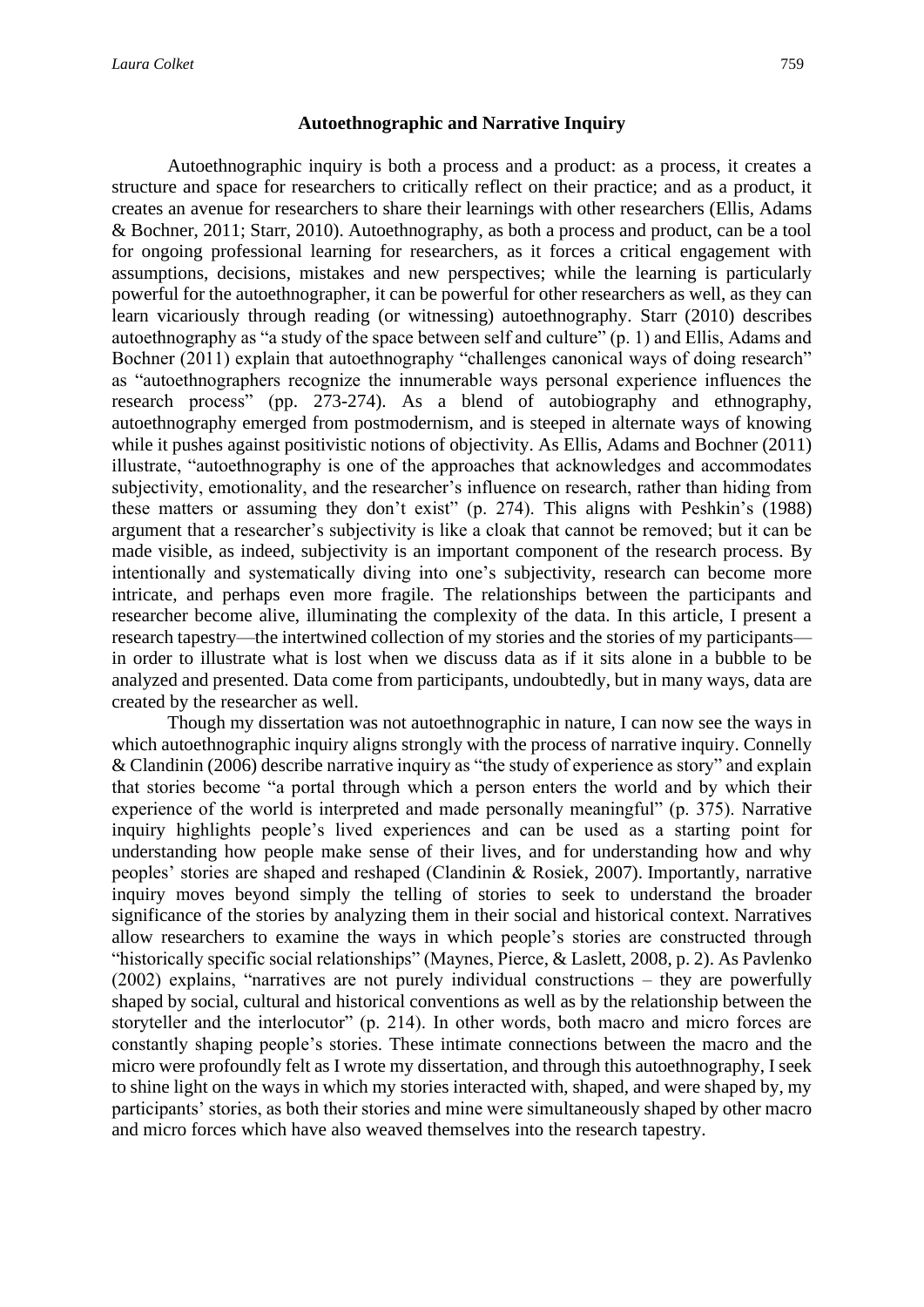### Autoethnographic and Narrative Inquiry

Autoethnographic inquiry is both a process and a product: as a process, it creates a structure and space for researchers to critically reflect on their practice; and as a product, it creates an avenue for researchers to share their learnings with other researchers (Ellis, Adams & Bochner, 2011; Starr, 2010). Autoethnography, as both a process and product, can be a tool for ongoing professional learning for researchers, as it forces a critical engagement with assumptions, decisions, mistakes and new perspectives; while the learning is particularly powerful for the autoethnographer, it can be powerful for other researchers as well, as they can learn vicariously through reading (or witnessing) autoethnography. Starr (2010) describes autoethnography as "a study of the space between self and culture" (p. 1) and Ellis, Adams and Bochner (2011) explain that autoethnography "challenges canonical ways of doing research" as "autoethnographers recognize the innumerable ways personal experience influences the research process" (pp. 273-274). As a blend of autobiography and ethnography, autoethnography emerged from postmodernism, and is steeped in alternate ways of knowing while it pushes against positivistic notions of objectivity. As Ellis, Adams and Bochner (2011) illustrate, "autoethnography is one of the approaches that acknowledges and accommodates subjectivity, emotionality, and the researcher's influence on research, rather than hiding from these matters or assuming they don't exist" (p. 274). This aligns with Peshkin's (1988) argument that a researcher's subjectivity is like a cloak that cannot be removed; but it can be made visible, as indeed, subjectivity is an important component of the research process. By intentionally and systematically diving into one's subjectivity, research can become more intricate, and perhaps even more fragile. The relationships between the participants and researcher become alive, illuminating the complexity of the data. In this article, I present a research tapestry—the intertwined collection of my stories and the stories of my participants—in order to illustrate what is lost when we discuss data as if it sits alone in a bubble to be analyzed and presented. Data come from participants, undoubtedly, but in many ways, data are created by the researcher as well.

Though my dissertation was not autoethnographic in nature, I can now see the ways in which autoethnographic inquiry aligns strongly with the process of narrative inquiry. Connelly & Clandinin (2006) describe narrative inquiry as "the study of experience as story" and explain that stories become "a portal through which a person enters the world and by which their experience of the world is interpreted and made personally meaningful" (p. 375). Narrative inquiry highlights people's lived experiences and can be used as a starting point for understanding how people make sense of their lives, and for understanding how and why peoples' stories are shaped and reshaped (Clandinin & Rosiek, 2007). Importantly, narrative inquiry moves beyond simply the telling of stories to seek to understand the broader significance of the stories by analyzing them in their social and historical context. Narratives allow researchers to examine the ways in which people's stories are constructed through "historically specific social relationships" (Maynes, Pierce, & Laslett, 2008, p. 2). As Pavlenko (2002) explains, "narratives are not purely individual constructions – they are powerfully shaped by social, cultural and historical conventions as well as by the relationship between the storyteller and the interlocutor" (p. 214). In other words, both macro and micro forces are constantly shaping people's stories. These intimate connections between the macro and the micro were profoundly felt as I wrote my dissertation, and through this autoethnography, I seek to shine light on the ways in which my stories interacted with, shaped, and were shaped by, my participants' stories, as both their stories and mine were simultaneously shaped by other macro and micro forces which have also weaved themselves into the research tapestry.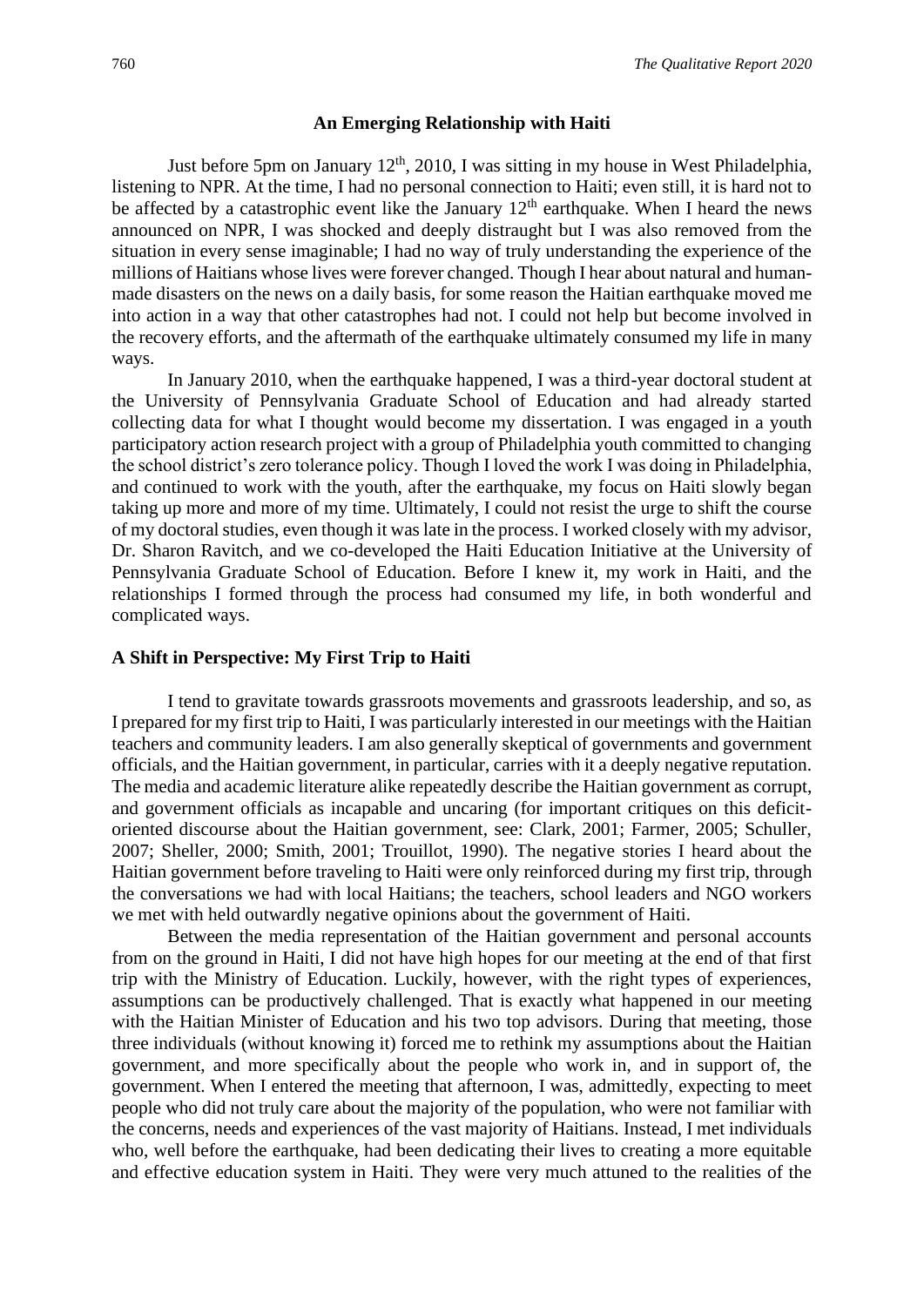## An Emerging Relationship with Haiti

Just before 5pm on January 12th, 2010, I was sitting in my house in West Philadelphia, listening to NPR. At the time, I had no personal connection to Haiti; even still, it is hard not to be affected by a catastrophic event like the January 12th earthquake. When I heard the news announced on NPR, I was shocked and deeply distraught but I was also removed from the situation in every sense imaginable; I had no way of truly understanding the experience of the millions of Haitians whose lives were forever changed. Though I hear about natural and human-made disasters on the news on a daily basis, for some reason the Haitian earthquake moved me into action in a way that other catastrophes had not. I could not help but become involved in the recovery efforts, and the aftermath of the earthquake ultimately consumed my life in many ways.

In January 2010, when the earthquake happened, I was a third-year doctoral student at the University of Pennsylvania Graduate School of Education and had already started collecting data for what I thought would become my dissertation. I was engaged in a youth participatory action research project with a group of Philadelphia youth committed to changing the school district's zero tolerance policy. Though I loved the work I was doing in Philadelphia, and continued to work with the youth, after the earthquake, my focus on Haiti slowly began taking up more and more of my time. Ultimately, I could not resist the urge to shift the course of my doctoral studies, even though it was late in the process. I worked closely with my advisor, Dr. Sharon Ravitch, and we co-developed the Haiti Education Initiative at the University of Pennsylvania Graduate School of Education. Before I knew it, my work in Haiti, and the relationships I formed through the process had consumed my life, in both wonderful and complicated ways.

### A Shift in Perspective: My First Trip to Haiti

I tend to gravitate towards grassroots movements and grassroots leadership, and so, as I prepared for my first trip to Haiti, I was particularly interested in our meetings with the Haitian teachers and community leaders. I am also generally skeptical of governments and government officials, and the Haitian government, in particular, carries with it a deeply negative reputation. The media and academic literature alike repeatedly describe the Haitian government as corrupt, and government officials as incapable and uncaring (for important critiques on this deficit-oriented discourse about the Haitian government, see: Clark, 2001; Farmer, 2005; Schuller, 2007; Sheller, 2000; Smith, 2001; Trouillot, 1990). The negative stories I heard about the Haitian government before traveling to Haiti were only reinforced during my first trip, through the conversations we had with local Haitians; the teachers, school leaders and NGO workers we met with held outwardly negative opinions about the government of Haiti.

Between the media representation of the Haitian government and personal accounts from on the ground in Haiti, I did not have high hopes for our meeting at the end of that first trip with the Ministry of Education. Luckily, however, with the right types of experiences, assumptions can be productively challenged. That is exactly what happened in our meeting with the Haitian Minister of Education and his two top advisors. During that meeting, those three individuals (without knowing it) forced me to rethink my assumptions about the Haitian government, and more specifically about the people who work in, and in support of, the government. When I entered the meeting that afternoon, I was, admittedly, expecting to meet people who did not truly care about the majority of the population, who were not familiar with the concerns, needs and experiences of the vast majority of Haitians. Instead, I met individuals who, well before the earthquake, had been dedicating their lives to creating a more equitable and effective education system in Haiti. They were very much attuned to the realities of the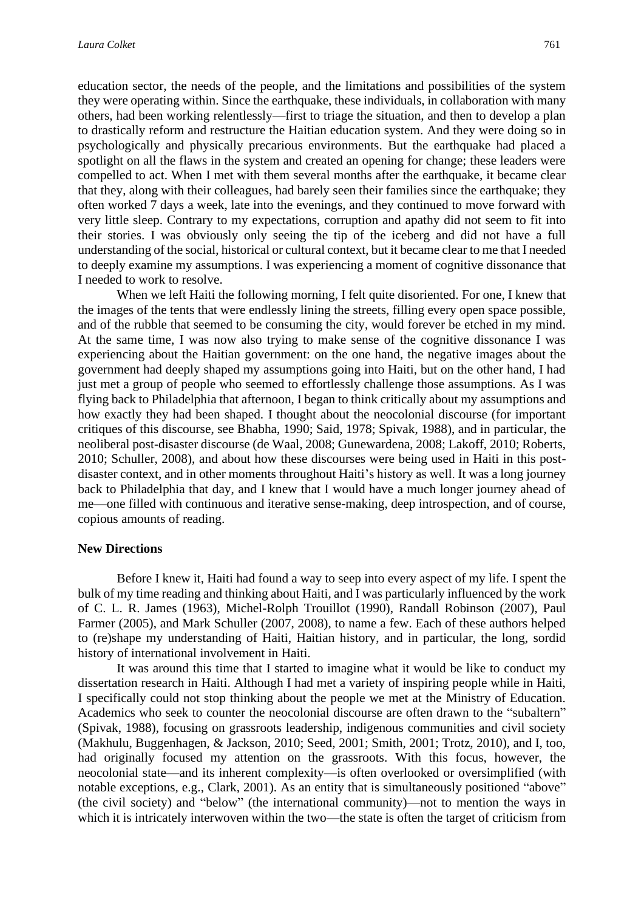education sector, the needs of the people, and the limitations and possibilities of the system they were operating within. Since the earthquake, these individuals, in collaboration with many others, had been working relentlessly—first to triage the situation, and then to develop a plan to drastically reform and restructure the Haitian education system. And they were doing so in psychologically and physically precarious environments. But the earthquake had placed a spotlight on all the flaws in the system and created an opening for change; these leaders were compelled to act. When I met with them several months after the earthquake, it became clear that they, along with their colleagues, had barely seen their families since the earthquake; they often worked 7 days a week, late into the evenings, and they continued to move forward with very little sleep. Contrary to my expectations, corruption and apathy did not seem to fit into their stories. I was obviously only seeing the tip of the iceberg and did not have a full understanding of the social, historical or cultural context, but it became clear to me that I needed to deeply examine my assumptions. I was experiencing a moment of cognitive dissonance that I needed to work to resolve.

When we left Haiti the following morning, I felt quite disoriented. For one, I knew that the images of the tents that were endlessly lining the streets, filling every open space possible, and of the rubble that seemed to be consuming the city, would forever be etched in my mind. At the same time, I was now also trying to make sense of the cognitive dissonance I was experiencing about the Haitian government: on the one hand, the negative images about the government had deeply shaped my assumptions going into Haiti, but on the other hand, I had just met a group of people who seemed to effortlessly challenge those assumptions. As I was flying back to Philadelphia that afternoon, I began to think critically about my assumptions and how exactly they had been shaped. I thought about the neocolonial discourse (for important critiques of this discourse, see Bhabha, 1990; Said, 1978; Spivak, 1988), and in particular, the neoliberal post-disaster discourse (de Waal, 2008; Gunewardena, 2008; Lakoff, 2010; Roberts, 2010; Schuller, 2008), and about how these discourses were being used in Haiti in this post-disaster context, and in other moments throughout Haiti's history as well. It was a long journey back to Philadelphia that day, and I knew that I would have a much longer journey ahead of me—one filled with continuous and iterative sense-making, deep introspection, and of course, copious amounts of reading.

## New Directions

Before I knew it, Haiti had found a way to seep into every aspect of my life. I spent the bulk of my time reading and thinking about Haiti, and I was particularly influenced by the work of C. L. R. James (1963), Michel-Rolph Trouillot (1990), Randall Robinson (2007), Paul Farmer (2005), and Mark Schuller (2007, 2008), to name a few. Each of these authors helped to (re)shape my understanding of Haiti, Haitian history, and in particular, the long, sordid history of international involvement in Haiti.

It was around this time that I started to imagine what it would be like to conduct my dissertation research in Haiti. Although I had met a variety of inspiring people while in Haiti, I specifically could not stop thinking about the people we met at the Ministry of Education. Academics who seek to counter the neocolonial discourse are often drawn to the "subaltern" (Spivak, 1988), focusing on grassroots leadership, indigenous communities and civil society (Makhulu, Buggenhagen, & Jackson, 2010; Seed, 2001; Smith, 2001; Trotz, 2010), and I, too, had originally focused my attention on the grassroots. With this focus, however, the neocolonial state—and its inherent complexity—is often overlooked or oversimplified (with notable exceptions, e.g., Clark, 2001). As an entity that is simultaneously positioned "above" (the civil society) and "below" (the international community)—not to mention the ways in which it is intricately interwoven within the two—the state is often the target of criticism from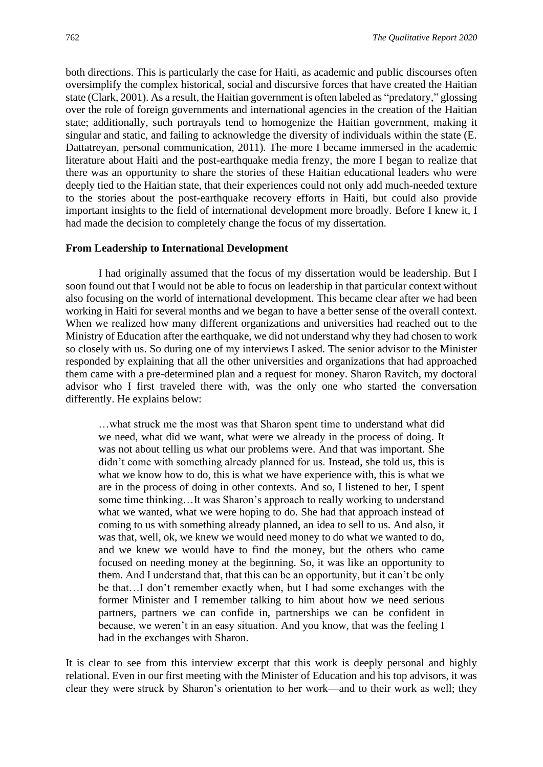both directions. This is particularly the case for Haiti, as academic and public discourses often oversimplify the complex historical, social and discursive forces that have created the Haitian state (Clark, 2001). As a result, the Haitian government is often labeled as "predatory," glossing over the role of foreign governments and international agencies in the creation of the Haitian state; additionally, such portrayals tend to homogenize the Haitian government, making it singular and static, and failing to acknowledge the diversity of individuals within the state (E. Dattatreyan, personal communication, 2011). The more I became immersed in the academic literature about Haiti and the post-earthquake media frenzy, the more I began to realize that there was an opportunity to share the stories of these Haitian educational leaders who were deeply tied to the Haitian state, that their experiences could not only add much-needed texture to the stories about the post-earthquake recovery efforts in Haiti, but could also provide important insights to the field of international development more broadly. Before I knew it, I had made the decision to completely change the focus of my dissertation.

### From Leadership to International Development

I had originally assumed that the focus of my dissertation would be leadership. But I soon found out that I would not be able to focus on leadership in that particular context without also focusing on the world of international development. This became clear after we had been working in Haiti for several months and we began to have a better sense of the overall context. When we realized how many different organizations and universities had reached out to the Ministry of Education after the earthquake, we did not understand why they had chosen to work so closely with us. So during one of my interviews I asked. The senior advisor to the Minister responded by explaining that all the other universities and organizations that had approached them came with a pre-determined plan and a request for money. Sharon Ravitch, my doctoral advisor who I first traveled there with, was the only one who started the conversation differently. He explains below:

> …what struck me the most was that Sharon spent time to understand what did we need, what did we want, what were we already in the process of doing. It was not about telling us what our problems were. And that was important. She didn't come with something already planned for us. Instead, she told us, this is what we know how to do, this is what we have experience with, this is what we are in the process of doing in other contexts. And so, I listened to her, I spent some time thinking…It was Sharon's approach to really working to understand what we wanted, what we were hoping to do. She had that approach instead of coming to us with something already planned, an idea to sell to us. And also, it was that, well, ok, we knew we would need money to do what we wanted to do, and we knew we would have to find the money, but the others who came focused on needing money at the beginning. So, it was like an opportunity to them. And I understand that, that this can be an opportunity, but it can't be only be that…I don't remember exactly when, but I had some exchanges with the former Minister and I remember talking to him about how we need serious partners, partners we can confide in, partnerships we can be confident in because, we weren't in an easy situation. And you know, that was the feeling I had in the exchanges with Sharon.

It is clear to see from this interview excerpt that this work is deeply personal and highly relational. Even in our first meeting with the Minister of Education and his top advisors, it was clear they were struck by Sharon's orientation to her work—and to their work as well; they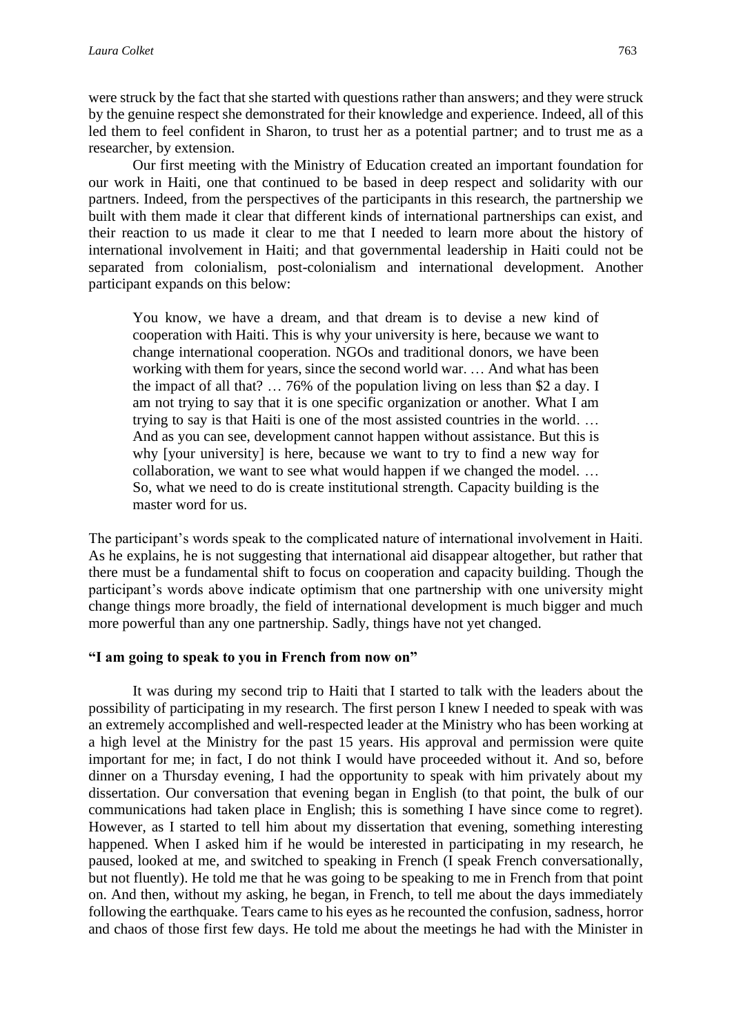were struck by the fact that she started with questions rather than answers; and they were struck by the genuine respect she demonstrated for their knowledge and experience. Indeed, all of this led them to feel confident in Sharon, to trust her as a potential partner; and to trust me as a researcher, by extension.

Our first meeting with the Ministry of Education created an important foundation for our work in Haiti, one that continued to be based in deep respect and solidarity with our partners. Indeed, from the perspectives of the participants in this research, the partnership we built with them made it clear that different kinds of international partnerships can exist, and their reaction to us made it clear to me that I needed to learn more about the history of international involvement in Haiti; and that governmental leadership in Haiti could not be separated from colonialism, post-colonialism and international development. Another participant expands on this below:

> You know, we have a dream, and that dream is to devise a new kind of cooperation with Haiti. This is why your university is here, because we want to change international cooperation. NGOs and traditional donors, we have been working with them for years, since the second world war. … And what has been the impact of all that? … 76% of the population living on less than $2 a day. I am not trying to say that it is one specific organization or another. What I am trying to say is that Haiti is one of the most assisted countries in the world. … And as you can see, development cannot happen without assistance. But this is why [your university] is here, because we want to try to find a new way for collaboration, we want to see what would happen if we changed the model. … So, what we need to do is create institutional strength. Capacity building is the master word for us.

The participant's words speak to the complicated nature of international involvement in Haiti. As he explains, he is not suggesting that international aid disappear altogether, but rather that there must be a fundamental shift to focus on cooperation and capacity building. Though the participant's words above indicate optimism that one partnership with one university might change things more broadly, the field of international development is much bigger and much more powerful than any one partnership. Sadly, things have not yet changed.

**"I am going to speak to you in French from now on"**

It was during my second trip to Haiti that I started to talk with the leaders about the possibility of participating in my research. The first person I knew I needed to speak with was an extremely accomplished and well-respected leader at the Ministry who has been working at a high level at the Ministry for the past 15 years. His approval and permission were quite important for me; in fact, I do not think I would have proceeded without it. And so, before dinner on a Thursday evening, I had the opportunity to speak with him privately about my dissertation. Our conversation that evening began in English (to that point, the bulk of our communications had taken place in English; this is something I have since come to regret). However, as I started to tell him about my dissertation that evening, something interesting happened. When I asked him if he would be interested in participating in my research, he paused, looked at me, and switched to speaking in French (I speak French conversationally, but not fluently). He told me that he was going to be speaking to me in French from that point on. And then, without my asking, he began, in French, to tell me about the days immediately following the earthquake. Tears came to his eyes as he recounted the confusion, sadness, horror and chaos of those first few days. He told me about the meetings he had with the Minister in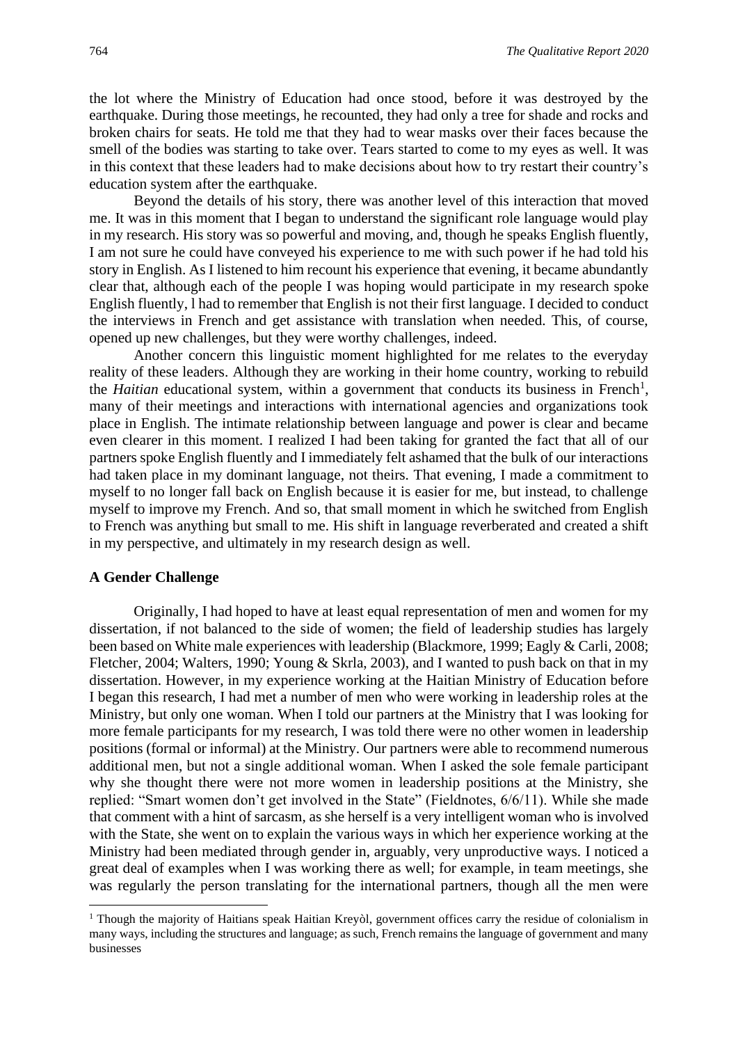the lot where the Ministry of Education had once stood, before it was destroyed by the earthquake. During those meetings, he recounted, they had only a tree for shade and rocks and broken chairs for seats. He told me that they had to wear masks over their faces because the smell of the bodies was starting to take over. Tears started to come to my eyes as well. It was in this context that these leaders had to make decisions about how to try restart their country's education system after the earthquake.

Beyond the details of his story, there was another level of this interaction that moved me. It was in this moment that I began to understand the significant role language would play in my research. His story was so powerful and moving, and, though he speaks English fluently, I am not sure he could have conveyed his experience to me with such power if he had told his story in English. As I listened to him recount his experience that evening, it became abundantly clear that, although each of the people I was hoping would participate in my research spoke English fluently, I had to remember that English is not their first language. I decided to conduct the interviews in French and get assistance with translation when needed. This, of course, opened up new challenges, but they were worthy challenges, indeed.

Another concern this linguistic moment highlighted for me relates to the everyday reality of these leaders. Although they are working in their home country, working to rebuild the *Haitian* educational system, within a government that conducts its business in French[1], many of their meetings and interactions with international agencies and organizations took place in English. The intimate relationship between language and power is clear and became even clearer in this moment. I realized I had been taking for granted the fact that all of our partners spoke English fluently and I immediately felt ashamed that the bulk of our interactions had taken place in my dominant language, not theirs. That evening, I made a commitment to myself to no longer fall back on English because it is easier for me, but instead, to challenge myself to improve my French. And so, that small moment in which he switched from English to French was anything but small to me. His shift in language reverberated and created a shift in my perspective, and ultimately in my research design as well.

### A Gender Challenge

Originally, I had hoped to have at least equal representation of men and women for my dissertation, if not balanced to the side of women; the field of leadership studies has largely been based on White male experiences with leadership (Blackmore, 1999; Eagly & Carli, 2008; Fletcher, 2004; Walters, 1990; Young & Skrla, 2003), and I wanted to push back on that in my dissertation. However, in my experience working at the Haitian Ministry of Education before I began this research, I had met a number of men who were working in leadership roles at the Ministry, but only one woman. When I told our partners at the Ministry that I was looking for more female participants for my research, I was told there were no other women in leadership positions (formal or informal) at the Ministry. Our partners were able to recommend numerous additional men, but not a single additional woman. When I asked the sole female participant why she thought there were not more women in leadership positions at the Ministry, she replied: "Smart women don't get involved in the State" (Fieldnotes, 6/6/11). While she made that comment with a hint of sarcasm, as she herself is a very intelligent woman who is involved with the State, she went on to explain the various ways in which her experience working at the Ministry had been mediated through gender in, arguably, very unproductive ways. I noticed a great deal of examples when I was working there as well; for example, in team meetings, she was regularly the person translating for the international partners, though all the men were

---

[1] Though the majority of Haitians speak Haitian Kreyòl, government offices carry the residue of colonialism in many ways, including the structures and language; as such, French remains the language of government and many businesses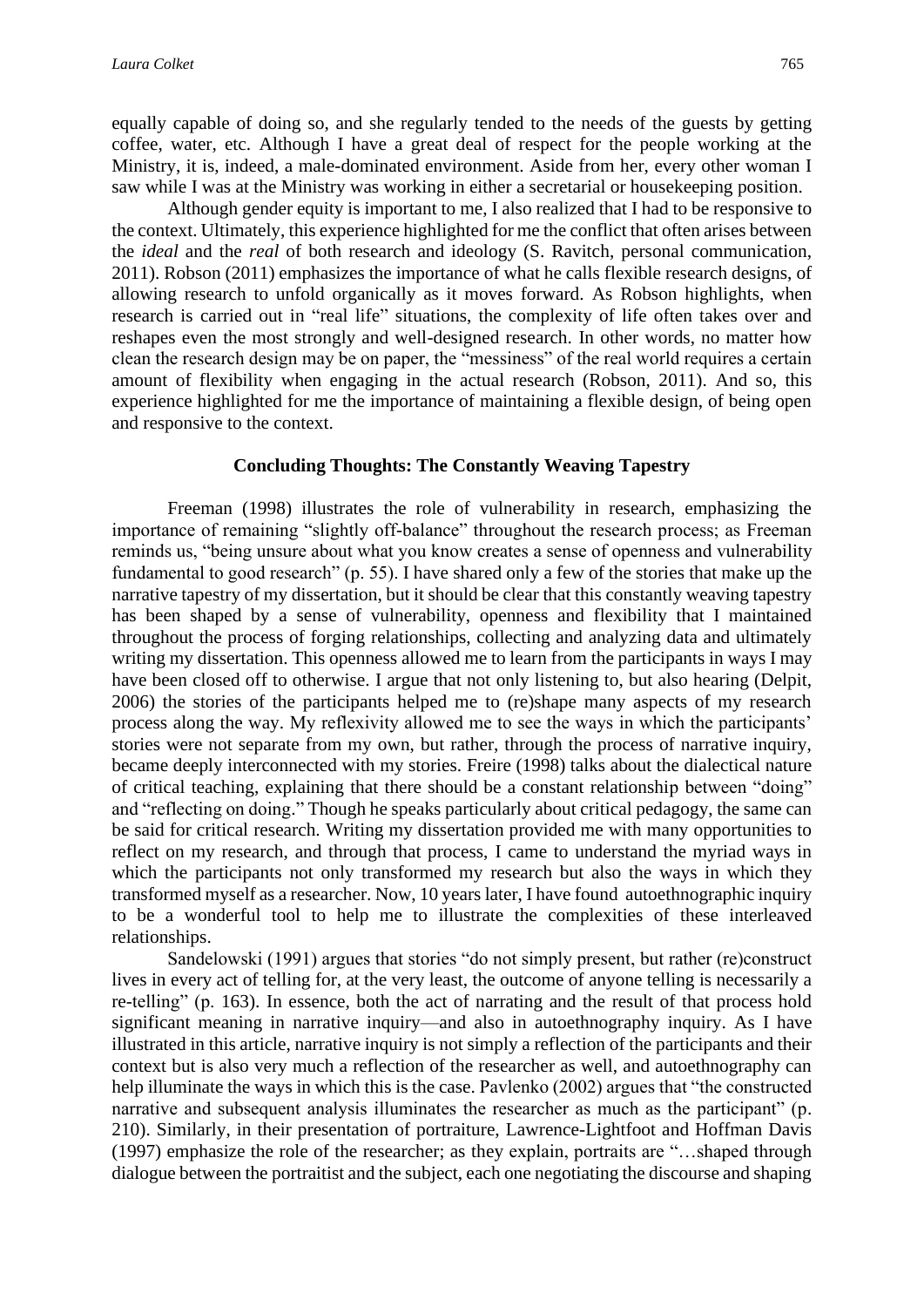equally capable of doing so, and she regularly tended to the needs of the guests by getting coffee, water, etc. Although I have a great deal of respect for the people working at the Ministry, it is, indeed, a male-dominated environment. Aside from her, every other woman I saw while I was at the Ministry was working in either a secretarial or housekeeping position.

Although gender equity is important to me, I also realized that I had to be responsive to the context. Ultimately, this experience highlighted for me the conflict that often arises between the *ideal* and the *real* of both research and ideology (S. Ravitch, personal communication, 2011). Robson (2011) emphasizes the importance of what he calls flexible research designs, of allowing research to unfold organically as it moves forward. As Robson highlights, when research is carried out in "real life" situations, the complexity of life often takes over and reshapes even the most strongly and well-designed research. In other words, no matter how clean the research design may be on paper, the "messiness" of the real world requires a certain amount of flexibility when engaging in the actual research (Robson, 2011). And so, this experience highlighted for me the importance of maintaining a flexible design, of being open and responsive to the context.

## Concluding Thoughts: The Constantly Weaving Tapestry

Freeman (1998) illustrates the role of vulnerability in research, emphasizing the importance of remaining "slightly off-balance" throughout the research process; as Freeman reminds us, "being unsure about what you know creates a sense of openness and vulnerability fundamental to good research" (p. 55). I have shared only a few of the stories that make up the narrative tapestry of my dissertation, but it should be clear that this constantly weaving tapestry has been shaped by a sense of vulnerability, openness and flexibility that I maintained throughout the process of forging relationships, collecting and analyzing data and ultimately writing my dissertation. This openness allowed me to learn from the participants in ways I may have been closed off to otherwise. I argue that not only listening to, but also hearing (Delpit, 2006) the stories of the participants helped me to (re)shape many aspects of my research process along the way. My reflexivity allowed me to see the ways in which the participants' stories were not separate from my own, but rather, through the process of narrative inquiry, became deeply interconnected with my stories. Freire (1998) talks about the dialectical nature of critical teaching, explaining that there should be a constant relationship between "doing" and "reflecting on doing." Though he speaks particularly about critical pedagogy, the same can be said for critical research. Writing my dissertation provided me with many opportunities to reflect on my research, and through that process, I came to understand the myriad ways in which the participants not only transformed my research but also the ways in which they transformed myself as a researcher. Now, 10 years later, I have found autoethnographic inquiry to be a wonderful tool to help me to illustrate the complexities of these interleaved relationships.

Sandelowski (1991) argues that stories "do not simply present, but rather (re)construct lives in every act of telling for, at the very least, the outcome of anyone telling is necessarily a re-telling" (p. 163). In essence, both the act of narrating and the result of that process hold significant meaning in narrative inquiry—and also in autoethnography inquiry. As I have illustrated in this article, narrative inquiry is not simply a reflection of the participants and their context but is also very much a reflection of the researcher as well, and autoethnography can help illuminate the ways in which this is the case. Pavlenko (2002) argues that "the constructed narrative and subsequent analysis illuminates the researcher as much as the participant" (p. 210). Similarly, in their presentation of portraiture, Lawrence-Lightfoot and Hoffman Davis (1997) emphasize the role of the researcher; as they explain, portraits are "…shaped through dialogue between the portraitist and the subject, each one negotiating the discourse and shaping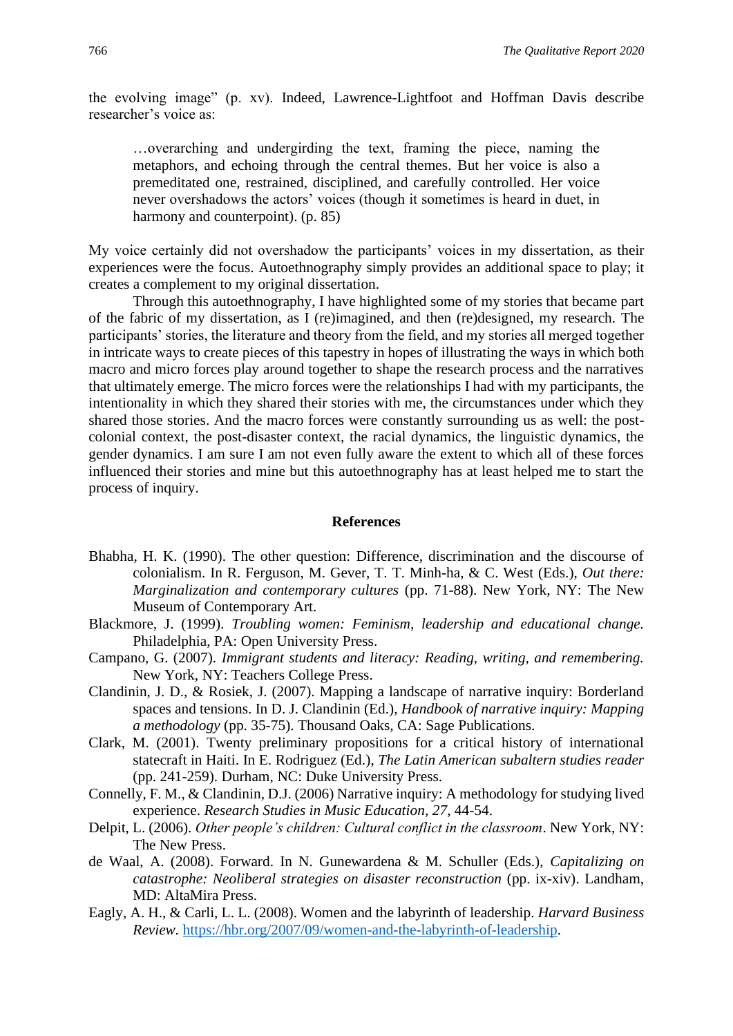the evolving image" (p. xv). Indeed, Lawrence-Lightfoot and Hoffman Davis describe researcher's voice as:

> …overarching and undergirding the text, framing the piece, naming the metaphors, and echoing through the central themes. But her voice is also a premeditated one, restrained, disciplined, and carefully controlled. Her voice never overshadows the actors' voices (though it sometimes is heard in duet, in harmony and counterpoint). (p. 85)

My voice certainly did not overshadow the participants' voices in my dissertation, as their experiences were the focus. Autoethnography simply provides an additional space to play; it creates a complement to my original dissertation.

Through this autoethnography, I have highlighted some of my stories that became part of the fabric of my dissertation, as I (re)imagined, and then (re)designed, my research. The participants' stories, the literature and theory from the field, and my stories all merged together in intricate ways to create pieces of this tapestry in hopes of illustrating the ways in which both macro and micro forces play around together to shape the research process and the narratives that ultimately emerge. The micro forces were the relationships I had with my participants, the intentionality in which they shared their stories with me, the circumstances under which they shared those stories. And the macro forces were constantly surrounding us as well: the post-colonial context, the post-disaster context, the racial dynamics, the linguistic dynamics, the gender dynamics. I am sure I am not even fully aware the extent to which all of these forces influenced their stories and mine but this autoethnography has at least helped me to start the process of inquiry.

## References

Bhabha, H. K. (1990). The other question: Difference, discrimination and the discourse of colonialism. In R. Ferguson, M. Gever, T. T. Minh-ha, & C. West (Eds.), *Out there: Marginalization and contemporary cultures* (pp. 71-88). New York, NY: The New Museum of Contemporary Art.

Blackmore, J. (1999). *Troubling women: Feminism, leadership and educational change.* Philadelphia, PA: Open University Press.

Campano, G. (2007). *Immigrant students and literacy: Reading, writing, and remembering.* New York, NY: Teachers College Press.

Clandinin, J. D., & Rosiek, J. (2007). Mapping a landscape of narrative inquiry: Borderland spaces and tensions. In D. J. Clandinin (Ed.), *Handbook of narrative inquiry: Mapping a methodology* (pp. 35-75). Thousand Oaks, CA: Sage Publications.

Clark, M. (2001). Twenty preliminary propositions for a critical history of international statecraft in Haiti. In E. Rodriguez (Ed.), *The Latin American subaltern studies reader* (pp. 241-259). Durham, NC: Duke University Press.

Connelly, F. M., & Clandinin, D.J. (2006) Narrative inquiry: A methodology for studying lived experience. *Research Studies in Music Education*, *27*, 44-54.

Delpit, L. (2006). *Other people's children: Cultural conflict in the classroom*. New York, NY: The New Press.

de Waal, A. (2008). Forward. In N. Gunewardena & M. Schuller (Eds.), *Capitalizing on catastrophe: Neoliberal strategies on disaster reconstruction* (pp. ix-xiv). Landham, MD: AltaMira Press.

Eagly, A. H., & Carli, L. L. (2008). Women and the labyrinth of leadership. *Harvard Business Review*. https://hbr.org/2007/09/women-and-the-labyrinth-of-leadership.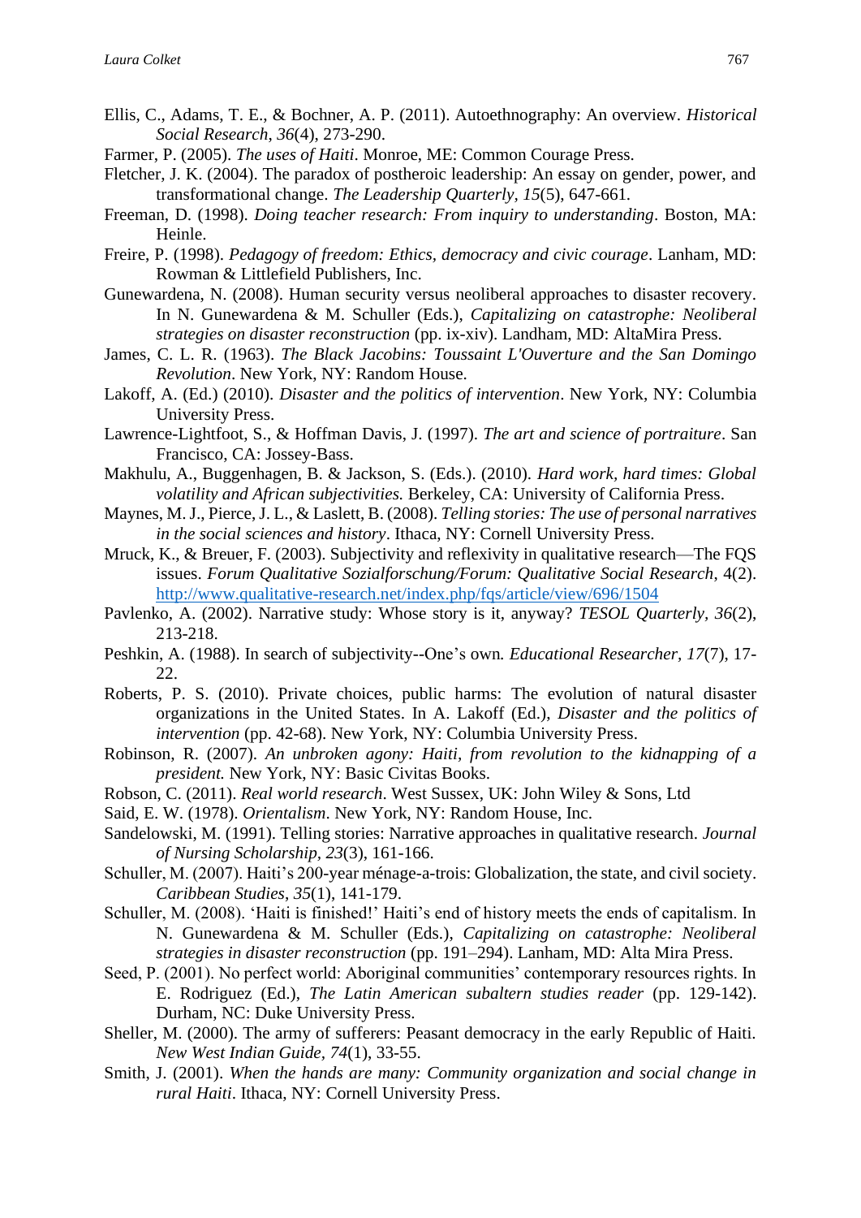Ellis, C., Adams, T. E., & Bochner, A. P. (2011). Autoethnography: An overview. *Historical Social Research*, *36*(4), 273-290.

Farmer, P. (2005). *The uses of Haiti*. Monroe, ME: Common Courage Press.

Fletcher, J. K. (2004). The paradox of postheroic leadership: An essay on gender, power, and transformational change. *The Leadership Quarterly, 15*(5), 647-661.

Freeman, D. (1998). *Doing teacher research: From inquiry to understanding*. Boston, MA: Heinle.

Freire, P. (1998). *Pedagogy of freedom: Ethics, democracy and civic courage*. Lanham, MD: Rowman & Littlefield Publishers, Inc.

Gunewardena, N. (2008). Human security versus neoliberal approaches to disaster recovery. In N. Gunewardena & M. Schuller (Eds.), *Capitalizing on catastrophe: Neoliberal strategies on disaster reconstruction* (pp. ix-xiv). Landham, MD: AltaMira Press.

James, C. L. R. (1963). *The Black Jacobins: Toussaint L'Ouverture and the San Domingo Revolution*. New York, NY: Random House.

Lakoff, A. (Ed.) (2010). *Disaster and the politics of intervention*. New York, NY: Columbia University Press.

Lawrence-Lightfoot, S., & Hoffman Davis, J. (1997). *The art and science of portraiture*. San Francisco, CA: Jossey-Bass.

Makhulu, A., Buggenhagen, B. & Jackson, S. (Eds.). (2010). *Hard work, hard times: Global volatility and African subjectivities.* Berkeley, CA: University of California Press.

Maynes, M. J., Pierce, J. L., & Laslett, B. (2008). *Telling stories: The use of personal narratives in the social sciences and history*. Ithaca, NY: Cornell University Press.

Mruck, K., & Breuer, F. (2003). Subjectivity and reflexivity in qualitative research—The FQS issues. *Forum Qualitative Sozialforschung/Forum: Qualitative Social Research*, 4(2). http://www.qualitative-research.net/index.php/fqs/article/view/696/1504

Pavlenko, A. (2002). Narrative study: Whose story is it, anyway? *TESOL Quarterly, 36*(2), 213-218.

Peshkin, A. (1988). In search of subjectivity--One's own*. Educational Researcher, 17*(7), 17-22.

Roberts, P. S. (2010). Private choices, public harms: The evolution of natural disaster organizations in the United States. In A. Lakoff (Ed.), *Disaster and the politics of intervention* (pp. 42-68). New York, NY: Columbia University Press.

Robinson, R. (2007). *An unbroken agony: Haiti, from revolution to the kidnapping of a president.* New York, NY: Basic Civitas Books.

Robson, C. (2011). *Real world research*. West Sussex, UK: John Wiley & Sons, Ltd

Said, E. W. (1978). *Orientalism*. New York, NY: Random House, Inc.

Sandelowski, M. (1991). Telling stories: Narrative approaches in qualitative research. *Journal of Nursing Scholarship, 23*(3), 161-166.

Schuller, M. (2007). Haiti's 200-year ménage-a-trois: Globalization, the state, and civil society. *Caribbean Studies*, *35*(1), 141-179.

Schuller, M. (2008). 'Haiti is finished!' Haiti's end of history meets the ends of capitalism. In N. Gunewardena & M. Schuller (Eds.), *Capitalizing on catastrophe: Neoliberal strategies in disaster reconstruction* (pp. 191–294). Lanham, MD: Alta Mira Press.

Seed, P. (2001). No perfect world: Aboriginal communities' contemporary resources rights. In E. Rodriguez (Ed.), *The Latin American subaltern studies reader* (pp. 129-142). Durham, NC: Duke University Press.

Sheller, M. (2000). The army of sufferers: Peasant democracy in the early Republic of Haiti. *New West Indian Guide, 74*(1), 33-55.

Smith, J. (2001). *When the hands are many: Community organization and social change in rural Haiti*. Ithaca, NY: Cornell University Press.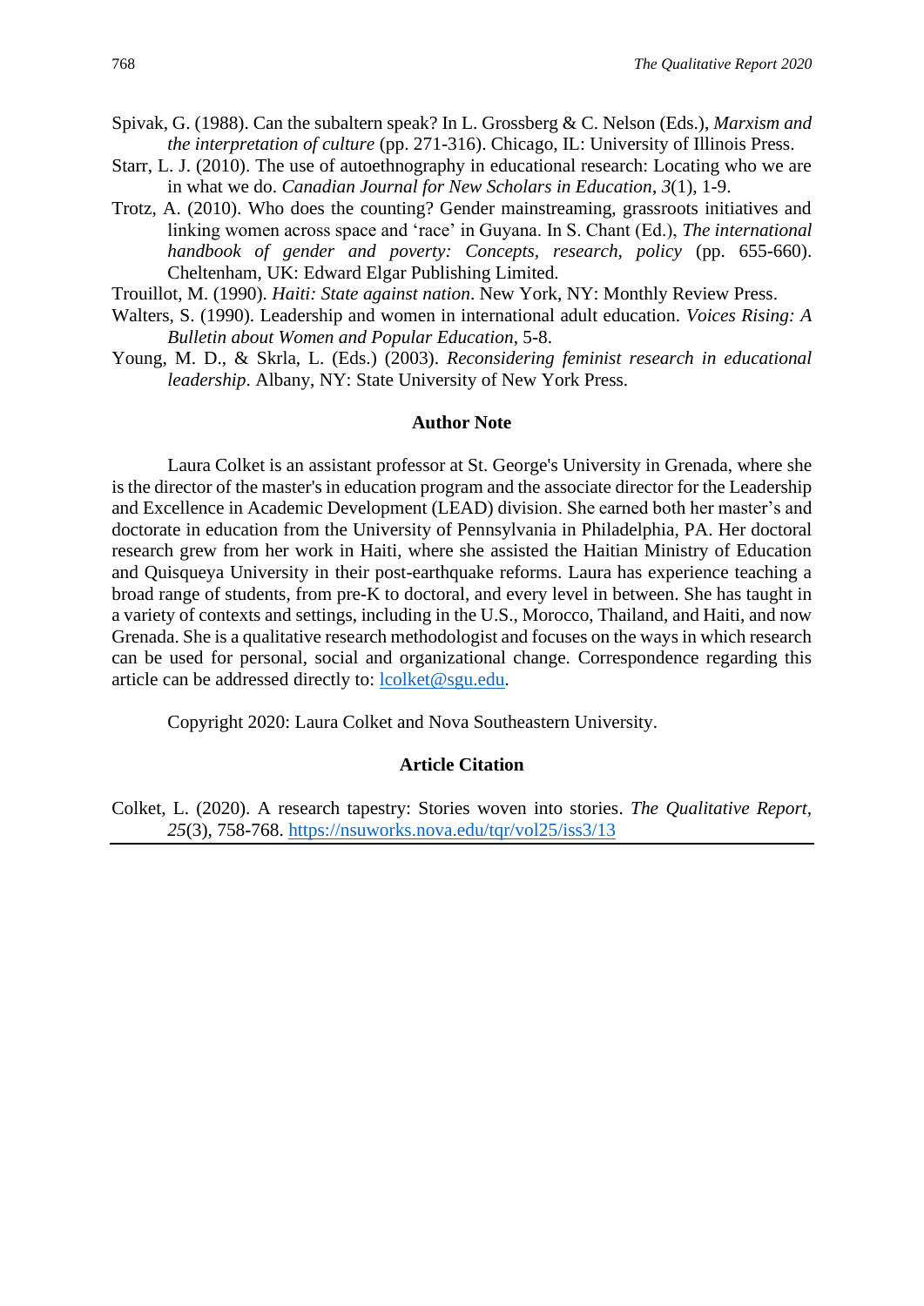Spivak, G. (1988). Can the subaltern speak? In L. Grossberg & C. Nelson (Eds.), *Marxism and the interpretation of culture* (pp. 271-316). Chicago, IL: University of Illinois Press.

Starr, L. J. (2010). The use of autoethnography in educational research: Locating who we are in what we do. *Canadian Journal for New Scholars in Education*, *3*(1), 1-9.

Trotz, A. (2010). Who does the counting? Gender mainstreaming, grassroots initiatives and linking women across space and 'race' in Guyana. In S. Chant (Ed.), *The international handbook of gender and poverty: Concepts, research, policy* (pp. 655-660). Cheltenham, UK: Edward Elgar Publishing Limited.

Trouillot, M. (1990). *Haiti: State against nation*. New York, NY: Monthly Review Press.

Walters, S. (1990). Leadership and women in international adult education. *Voices Rising: A Bulletin about Women and Popular Education*, 5-8.

Young, M. D., & Skrla, L. (Eds.) (2003). *Reconsidering feminist research in educational leadership*. Albany, NY: State University of New York Press.

## Author Note

Laura Colket is an assistant professor at St. George's University in Grenada, where she is the director of the master's in education program and the associate director for the Leadership and Excellence in Academic Development (LEAD) division. She earned both her master's and doctorate in education from the University of Pennsylvania in Philadelphia, PA. Her doctoral research grew from her work in Haiti, where she assisted the Haitian Ministry of Education and Quisqueya University in their post-earthquake reforms. Laura has experience teaching a broad range of students, from pre-K to doctoral, and every level in between. She has taught in a variety of contexts and settings, including in the U.S., Morocco, Thailand, and Haiti, and now Grenada. She is a qualitative research methodologist and focuses on the ways in which research can be used for personal, social and organizational change. Correspondence regarding this article can be addressed directly to: lcolket@sgu.edu.

Copyright 2020: Laura Colket and Nova Southeastern University.

## Article Citation

Colket, L. (2020). A research tapestry: Stories woven into stories. *The Qualitative Report*, *25*(3), 758-768. https://nsuworks.nova.edu/tqr/vol25/iss3/13